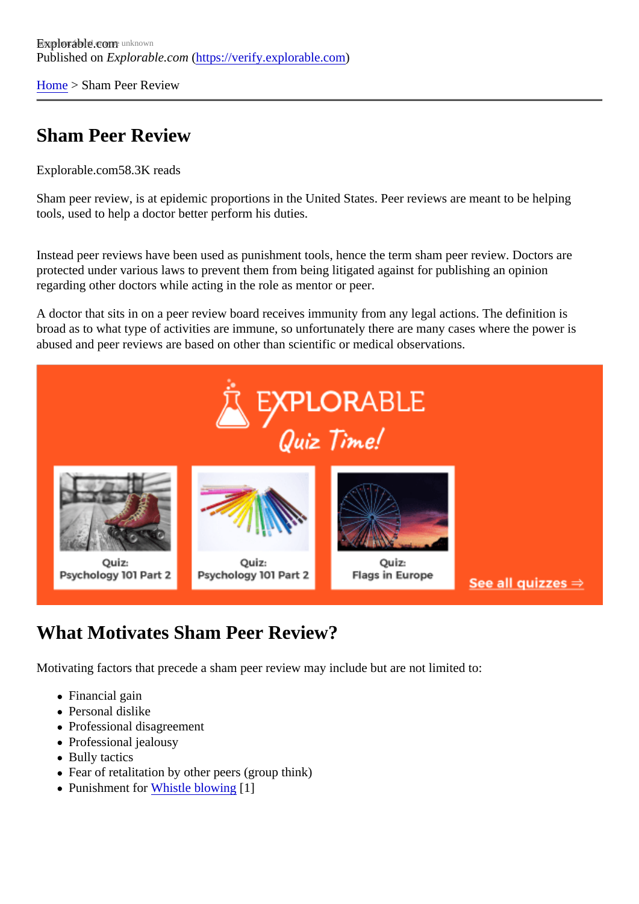Explorable.com
Published on *Explorable.com* (https://verify.explorable.com)

Home > Sham Peer Review

# Sham Peer Review

Explorable.com58.3K reads

Sham peer review, is at epidemic proportions in the United States. Peer reviews are meant to be helping tools, used to help a doctor better perform his duties.

Instead peer reviews have been used as punishment tools, hence the term sham peer review. Doctors are protected under various laws to prevent them from being litigated against for publishing an opinion regarding other doctors while acting in the role as mentor or peer.

A doctor that sits in on a peer review board receives immunity from any legal actions. The definition is broad as to what type of activities are immune, so unfortunately there are many cases where the power is abused and peer reviews are based on other than scientific or medical observations.

## What Motivates Sham Peer Review?

Motivating factors that precede a sham peer review may include but are not limited to:

- Financial gain
- Personal dislike
- Professional disagreement
- Professional jealousy
- Bully tactics
- Fear of retalitation by other peers (group think)
- Punishment for Whistle blowing [1]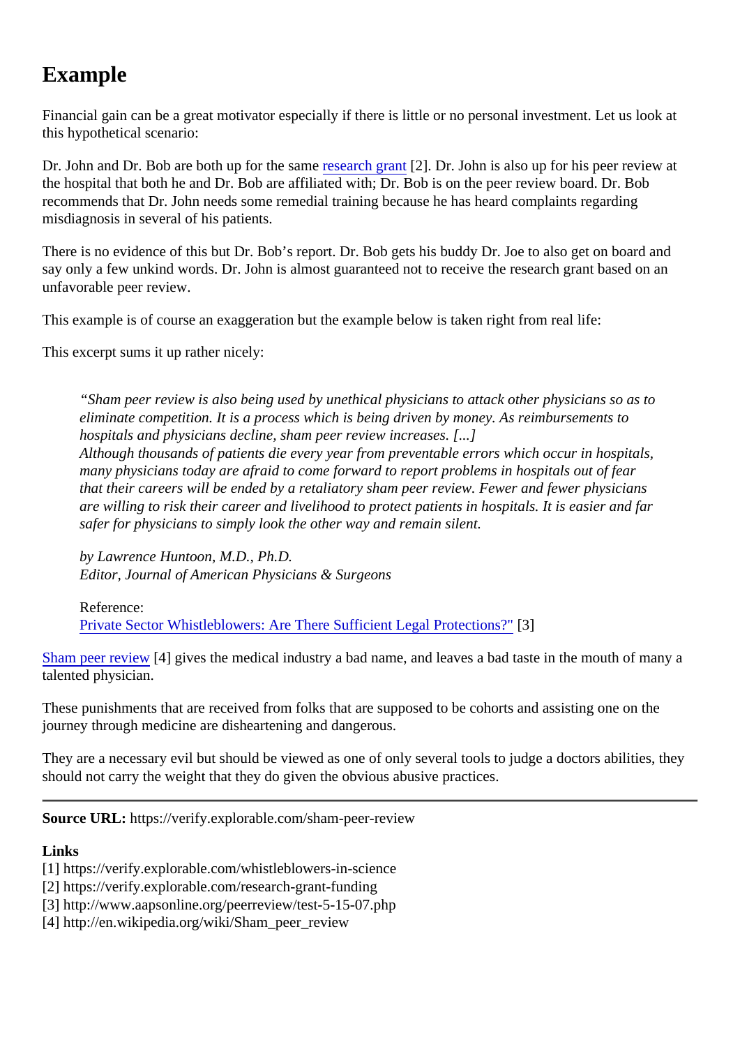# Example

Financial gain can be a great motivator especially if there is little or no personal investment. Let us look at this hypothetical scenario:

Dr. John and Dr. Bob are both up for the same research grant [2]. Dr. John is also up for his peer review at the hospital that both he and Dr. Bob are affiliated with; Dr. Bob is on the peer review board. Dr. Bob recommends that Dr. John needs some remedial training because he has heard complaints regarding misdiagnosis in several of his patients.

There is no evidence of this but Dr. Bob's report. Dr. Bob gets his buddy Dr. Joe to also get on board and say only a few unkind words. Dr. John is almost guaranteed not to receive the research grant based on an unfavorable peer review.

This example is of course an exaggeration but the example below is taken right from real life:

This excerpt sums it up rather nicely:

> *"Sham peer review is also being used by unethical physicians to attack other physicians so as to eliminate competition. It is a process which is being driven by money. As reimbursements to hospitals and physicians decline, sham peer review increases. [...]*
> *Although thousands of patients die every year from preventable errors which occur in hospitals, many physicians today are afraid to come forward to report problems in hospitals out of fear that their careers will be ended by a retaliatory sham peer review. Fewer and fewer physicians are willing to risk their career and livelihood to protect patients in hospitals. It is easier and far safer for physicians to simply look the other way and remain silent.*
>
> *by Lawrence Huntoon, M.D., Ph.D.*
> *Editor, Journal of American Physicians & Surgeons*
>
> Reference:
> Private Sector Whistleblowers: Are There Sufficient Legal Protections?" [3]

Sham peer review [4] gives the medical industry a bad name, and leaves a bad taste in the mouth of many a talented physician.

These punishments that are received from folks that are supposed to be cohorts and assisting one on the journey through medicine are disheartening and dangerous.

They are a necessary evil but should be viewed as one of only several tools to judge a doctors abilities, they should not carry the weight that they do given the obvious abusive practices.

---

**Source URL:** https://verify.explorable.com/sham-peer-review

**Links**
[1] https://verify.explorable.com/whistleblowers-in-science
[2] https://verify.explorable.com/research-grant-funding
[3] http://www.aapsonline.org/peerreview/test-5-15-07.php
[4] http://en.wikipedia.org/wiki/Sham_peer_review